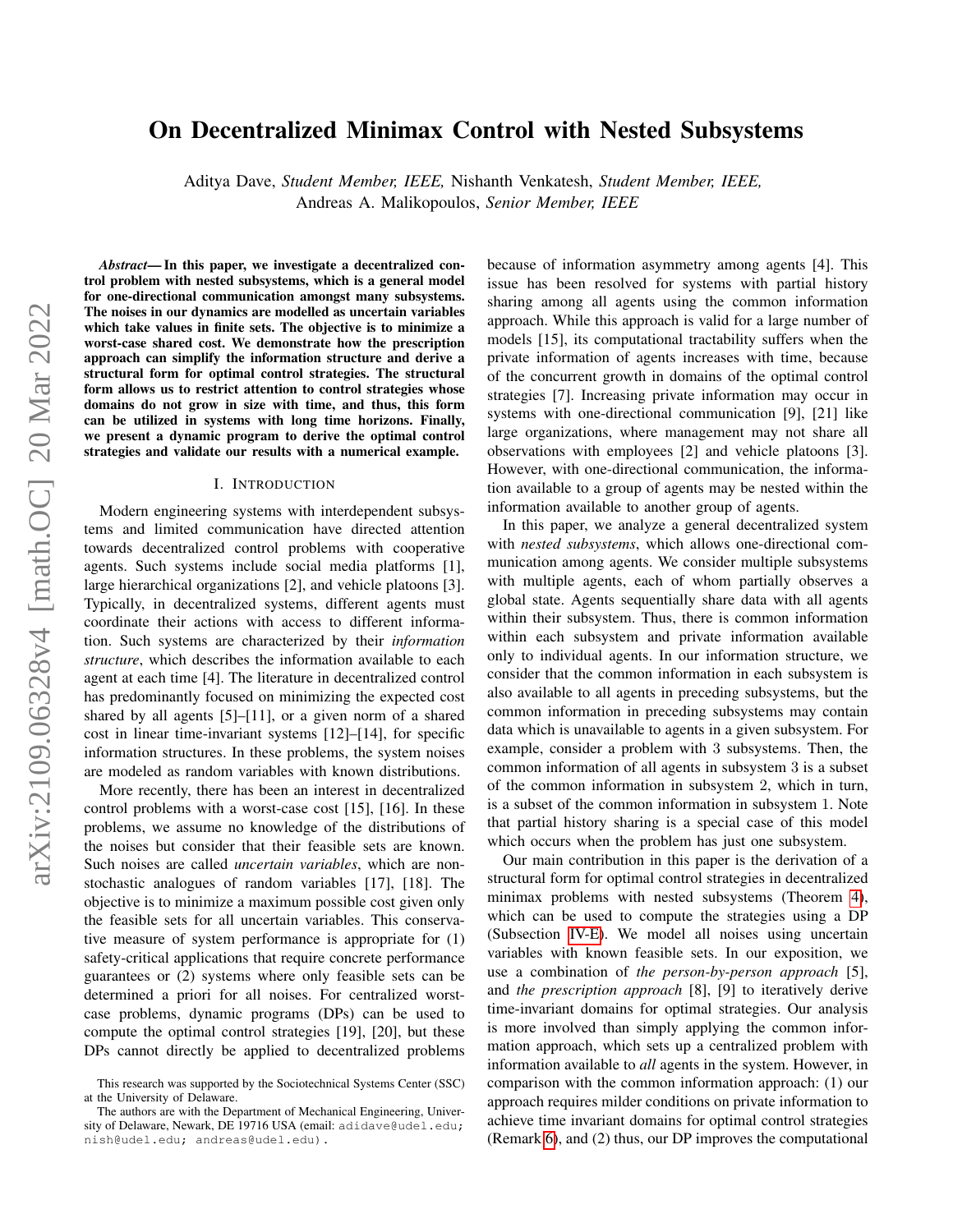# On Decentralized Minimax Control with Nested Subsystems

Aditya Dave, *Student Member, IEEE,* Nishanth Venkatesh, *Student Member, IEEE,* Andreas A. Malikopoulos, *Senior Member, IEEE*

***Abstract*— In this paper, we investigate a decentralized control problem with nested subsystems, which is a general model for one-directional communication amongst many subsystems. The noises in our dynamics are modelled as uncertain variables which take values in finite sets. The objective is to minimize a worst-case shared cost. We demonstrate how the prescription approach can simplify the information structure and derive a structural form for optimal control strategies. The structural form allows us to restrict attention to control strategies whose domains do not grow in size with time, and thus, this form can be utilized in systems with long time horizons. Finally, we present a dynamic program to derive the optimal control strategies and validate our results with a numerical example.**

## I. Introduction

Modern engineering systems with interdependent subsystems and limited communication have directed attention towards decentralized control problems with cooperative agents. Such systems include social media platforms [1], large hierarchical organizations [2], and vehicle platoons [3]. Typically, in decentralized systems, different agents must coordinate their actions with access to different information. Such systems are characterized by their *information structure*, which describes the information available to each agent at each time [4]. The literature in decentralized control has predominantly focused on minimizing the expected cost shared by all agents [5]–[11], or a given norm of a shared cost in linear time-invariant systems [12]–[14], for specific information structures. In these problems, the system noises are modeled as random variables with known distributions.

More recently, there has been an interest in decentralized control problems with a worst-case cost [15], [16]. In these problems, we assume no knowledge of the distributions of the noises but consider that their feasible sets are known. Such noises are called *uncertain variables*, which are non-stochastic analogues of random variables [17], [18]. The objective is to minimize a maximum possible cost given only the feasible sets for all uncertain variables. This conservative measure of system performance is appropriate for (1) safety-critical applications that require concrete performance guarantees or (2) systems where only feasible sets can be determined a priori for all noises. For centralized worst-case problems, dynamic programs (DPs) can be used to compute the optimal control strategies [19], [20], but these DPs cannot directly be applied to decentralized problems because of information asymmetry among agents [4]. This issue has been resolved for systems with partial history sharing among all agents using the common information approach. While this approach is valid for a large number of models [15], its computational tractability suffers when the private information of agents increases with time, because of the concurrent growth in domains of the optimal control strategies [7]. Increasing private information may occur in systems with one-directional communication [9], [21] like large organizations, where management may not share all observations with employees [2] and vehicle platoons [3]. However, with one-directional communication, the information available to a group of agents may be nested within the information available to another group of agents.

In this paper, we analyze a general decentralized system with *nested subsystems*, which allows one-directional communication among agents. We consider multiple subsystems with multiple agents, each of whom partially observes a global state. Agents sequentially share data with all agents within their subsystem. Thus, there is common information within each subsystem and private information available only to individual agents. In our information structure, we consider that the common information in each subsystem is also available to all agents in preceding subsystems, but the common information in preceding subsystems may contain data which is unavailable to agents in a given subsystem. For example, consider a problem with 3 subsystems. Then, the common information of all agents in subsystem 3 is a subset of the common information in subsystem 2, which in turn, is a subset of the common information in subsystem 1. Note that partial history sharing is a special case of this model which occurs when the problem has just one subsystem.

Our main contribution in this paper is the derivation of a structural form for optimal control strategies in decentralized minimax problems with nested subsystems (Theorem 4), which can be used to compute the strategies using a DP (Subsection IV-E). We model all noises using uncertain variables with known feasible sets. In our exposition, we use a combination of *the person-by-person approach* [5], and *the prescription approach* [8], [9] to iteratively derive time-invariant domains for optimal strategies. Our analysis is more involved than simply applying the common information approach, which sets up a centralized problem with information available to *all* agents in the system. However, in comparison with the common information approach: (1) our approach requires milder conditions on private information to achieve time invariant domains for optimal control strategies (Remark 6), and (2) thus, our DP improves the computational

This research was supported by the Sociotechnical Systems Center (SSC) at the University of Delaware.

The authors are with the Department of Mechanical Engineering, University of Delaware, Newark, DE 19716 USA (email: adidave@udel.edu; nish@udel.edu; andreas@udel.edu).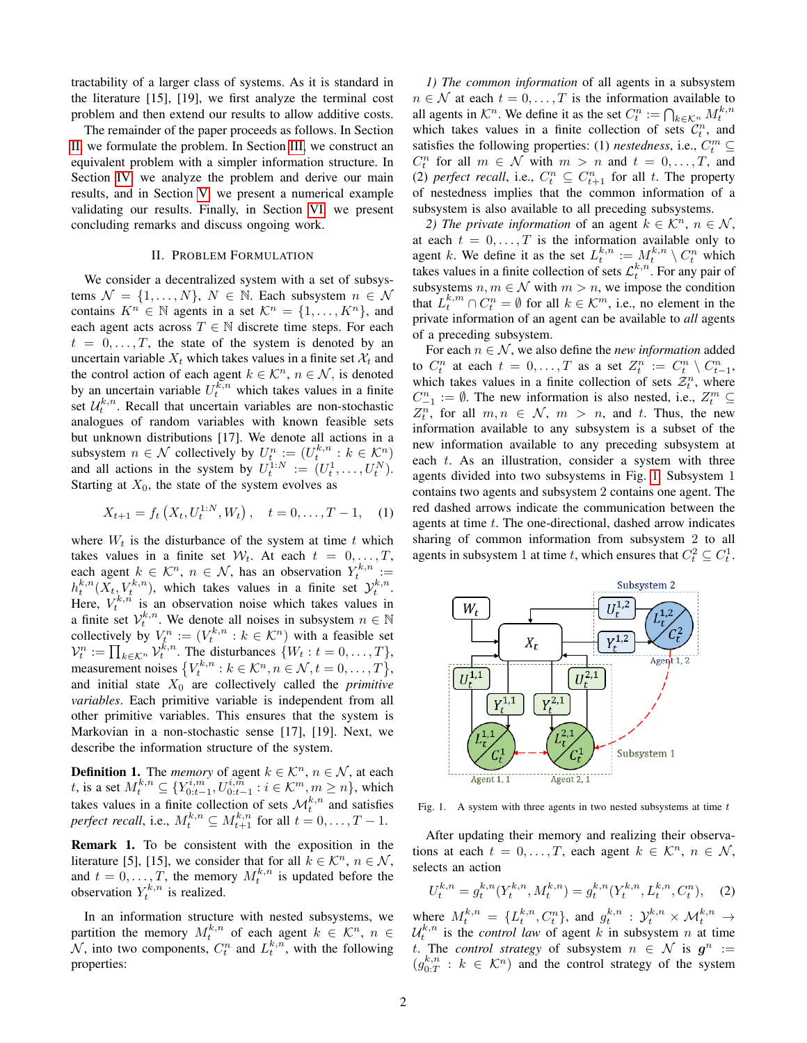tractability of a larger class of systems. As it is standard in the literature [15], [19], we first analyze the terminal cost problem and then extend our results to allow additive costs.

The remainder of the paper proceeds as follows. In Section II, we formulate the problem. In Section III, we construct an equivalent problem with a simpler information structure. In Section IV, we analyze the problem and derive our main results, and in Section V, we present a numerical example validating our results. Finally, in Section VI, we present concluding remarks and discuss ongoing work.

## II. Problem Formulation

We consider a decentralized system with a set of subsystems $\mathcal{N} = \{1,\dots,N\}$, $N \in \mathbb{N}$. Each subsystem $n \in \mathcal{N}$ contains $K^n \in \mathbb{N}$ agents in a set $\mathcal{K}^n = \{1,\dots,K^n\}$, and each agent acts across $T \in \mathbb{N}$ discrete time steps. For each $t = 0,\dots,T$, the state of the system is denoted by an uncertain variable $X_t$ which takes values in a finite set $\mathcal{X}_t$ and the control action of each agent $k \in \mathcal{K}^n$, $n \in \mathcal{N}$, is denoted by an uncertain variable $U_t^{k,n}$ which takes values in a finite set $\mathcal{U}_t^{k,n}$. Recall that uncertain variables are non-stochastic analogues of random variables with known feasible sets but unknown distributions [17]. We denote all actions in a subsystem $n \in \mathcal{N}$ collectively by $U_t^n := (U_t^{k,n} : k \in \mathcal{K}^n)$ and all actions in the system by $U_t^{1:N} := (U_t^1,\dots,U_t^N)$. Starting at $X_0$, the state of the system evolves as

$$X_{t+1} = f_t\left(X_t, U_t^{1:N}, W_t\right), \quad t = 0,\dots,T-1, \qquad (1)$$

where $W_t$ is the disturbance of the system at time $t$ which takes values in a finite set $\mathcal{W}_t$. At each $t = 0,\dots,T$, each agent $k \in \mathcal{K}^n$, $n \in \mathcal{N}$, has an observation $Y_t^{k,n} := h_t^{k,n}(X_t, V_t^{k,n})$, which takes values in a finite set $\mathcal{Y}_t^{k,n}$. Here, $V_t^{k,n}$ is an observation noise which takes values in a finite set $\mathcal{V}_t^{k,n}$. We denote all noises in subsystem $n \in \mathbb{N}$ collectively by $V_t^n := (V_t^{k,n} : k \in \mathcal{K}^n)$ with a feasible set $\mathcal{V}_t^n := \prod_{k\in\mathcal{K}^n} \mathcal{V}_t^{k,n}$. The disturbances $\{W_t : t = 0,\dots,T\}$, measurement noises $\{V_t^{k,n} : k \in \mathcal{K}^n, n \in \mathcal{N}, t = 0,\dots,T\}$, and initial state $X_0$ are collectively called the *primitive variables*. Each primitive variable is independent from all other primitive variables. This ensures that the system is Markovian in a non-stochastic sense [17], [19]. Next, we describe the information structure of the system.

**Definition 1.** The *memory* of agent $k \in \mathcal{K}^n$, $n \in \mathcal{N}$, at each $t$, is a set $M_t^{k,n} \subseteq \{Y_{0:t-1}^{i,m}, U_{0:t-1}^{i,m} : i \in \mathcal{K}^m, m \geq n\}$, which takes values in a finite collection of sets $\mathcal{M}_t^{k,n}$ and satisfies *perfect recall*, i.e., $M_t^{k,n} \subseteq M_{t+1}^{k,n}$ for all $t = 0,\dots,T-1$.

**Remark 1.** To be consistent with the exposition in the literature [5], [15], we consider that for all $k \in \mathcal{K}^n$, $n \in \mathcal{N}$, and $t = 0,\dots,T$, the memory $M_t^{k,n}$ is updated before the observation $Y_t^{k,n}$ is realized.

In an information structure with nested subsystems, we partition the memory $M_t^{k,n}$ of each agent $k \in \mathcal{K}^n$, $n \in \mathcal{N}$, into two components, $C_t^n$ and $L_t^{k,n}$, with the following properties:

1) *The common information* of all agents in a subsystem $n \in \mathcal{N}$ at each $t = 0,\dots,T$ is the information available to all agents in $\mathcal{K}^n$. We define it as the set $C_t^n := \bigcap_{k\in\mathcal{K}^n} M_t^{k,n}$ which takes values in a finite collection of sets $\mathcal{C}_t^n$, and satisfies the following properties: (1) *nestedness*, i.e., $C_t^m \subseteq C_t^n$ for all $m \in \mathcal{N}$ with $m > n$ and $t = 0,\dots,T$, and (2) *perfect recall*, i.e., $C_t^n \subseteq C_{t+1}^n$ for all $t$. The property of nestedness implies that the common information of a subsystem is also available to all preceding subsystems.

2) *The private information* of an agent $k \in \mathcal{K}^n$, $n \in \mathcal{N}$, at each $t = 0,\dots,T$ is the information available only to agent $k$. We define it as the set $L_t^{k,n} := M_t^{k,n} \setminus C_t^n$ which takes values in a finite collection of sets $\mathcal{L}_t^{k,n}$. For any pair of subsystems $n, m \in \mathcal{N}$ with $m > n$, we impose the condition that $L_t^{k,m} \cap C_t^n = \emptyset$ for all $k \in \mathcal{K}^m$, i.e., no element in the private information of an agent can be available to *all* agents of a preceding subsystem.

For each $n \in \mathcal{N}$, we also define the *new information* added to $C_t^n$ at each $t = 0,\dots,T$ as a set $Z_t^n := C_t^n \setminus C_{t-1}^n$, which takes values in a finite collection of sets $\mathcal{Z}_t^n$, where $C_{-1}^n := \emptyset$. The new information is also nested, i.e., $Z_t^m \subseteq Z_t^n$, for all $m, n \in \mathcal{N}$, $m > n$, and $t$. Thus, the new information available to any subsystem is a subset of the new information available to any preceding subsystem at each $t$. As an illustration, consider a system with three agents divided into two subsystems in Fig. 1. Subsystem 1 contains two agents and subsystem 2 contains one agent. The red dashed arrows indicate the communication between the agents at time $t$. The one-directional, dashed arrow indicates sharing of common information from subsystem 2 to all agents in subsystem 1 at time $t$, which ensures that $C_t^2 \subseteq C_t^1$.

Fig. 1. A system with three agents in two nested subsystems at time $t$

After updating their memory and realizing their observations at each $t = 0,\dots,T$, each agent $k \in \mathcal{K}^n$, $n \in \mathcal{N}$, selects an action

$$U_t^{k,n} = g_t^{k,n}(Y_t^{k,n}, M_t^{k,n}) = g_t^{k,n}(Y_t^{k,n}, L_t^{k,n}, C_t^n), \qquad (2)$$

where $M_t^{k,n} = \{L_t^{k,n}, C_t^n\}$, and $g_t^{k,n} : \mathcal{Y}_t^{k,n} \times \mathcal{M}_t^{k,n} \to \mathcal{U}_t^{k,n}$ is the *control law* of agent $k$ in subsystem $n$ at time $t$. The *control strategy* of subsystem $n \in \mathcal{N}$ is $\boldsymbol{g}^n := (g_{0:T}^{k,n} : k \in \mathcal{K}^n)$ and the control strategy of the system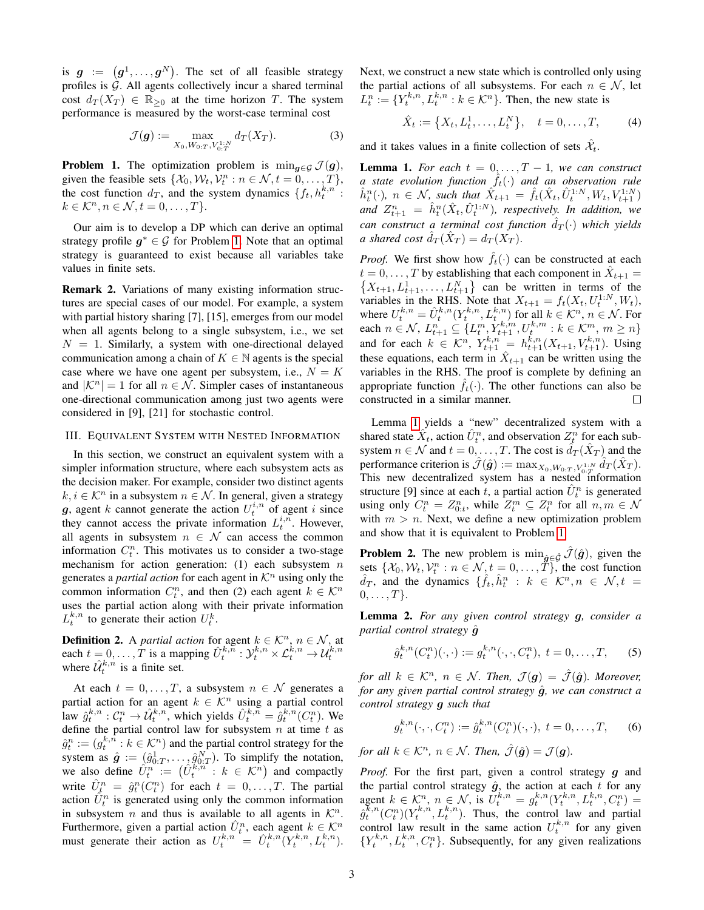is $\boldsymbol{g} := (\boldsymbol{g}^1, \dots, \boldsymbol{g}^N)$. The set of all feasible strategy profiles is $\mathcal{G}$. All agents collectively incur a shared terminal cost $d_T(X_T) \in \mathbb{R}_{\geq 0}$ at the time horizon $T$. The system performance is measured by the worst-case terminal cost

$$\mathcal{J}(\boldsymbol{g}) := \max_{X_0, W_{0:T}, V_{0:T}^{1:N}} d_T(X_T). \tag{3}$$

**Problem 1.** The optimization problem is $\min_{\boldsymbol{g} \in \mathcal{G}} \mathcal{J}(\boldsymbol{g})$, given the feasible sets $\{\mathcal{X}_0, \mathcal{W}_t, \mathcal{V}_t^n : n \in \mathcal{N}, t = 0, \dots, T\}$, the cost function $d_T$, and the system dynamics $\{f_t, h_t^{k,n} : k \in \mathcal{K}^n, n \in \mathcal{N}, t = 0, \dots, T\}$.

Our aim is to develop a DP which can derive an optimal strategy profile $\boldsymbol{g}^* \in \mathcal{G}$ for Problem 1. Note that an optimal strategy is guaranteed to exist because all variables take values in finite sets.

**Remark 2.** Variations of many existing information structures are special cases of our model. For example, a system with partial history sharing [7], [15], emerges from our model when all agents belong to a single subsystem, i.e., we set $N = 1$. Similarly, a system with one-directional delayed communication among a chain of $K \in \mathbb{N}$ agents is the special case where we have one agent per subsystem, i.e., $N = K$ and $|\mathcal{K}^n| = 1$ for all $n \in \mathcal{N}$. Simpler cases of instantaneous one-directional communication among just two agents were considered in [9], [21] for stochastic control.

## III. Equivalent System with Nested Information

In this section, we construct an equivalent system with a simpler information structure, where each subsystem acts as the decision maker. For example, consider two distinct agents $k, i \in \mathcal{K}^n$ in a subsystem $n \in \mathcal{N}$. In general, given a strategy $\boldsymbol{g}$, agent $k$ cannot generate the action $U_t^{i,n}$ of agent $i$ since they cannot access the private information $L_t^{i,n}$. However, all agents in subsystem $n \in \mathcal{N}$ can access the common information $C_t^n$. This motivates us to consider a two-stage mechanism for action generation: (1) each subsystem $n$ generates a *partial action* for each agent in $\mathcal{K}^n$ using only the common information $C_t^n$, and then (2) each agent $k \in \mathcal{K}^n$ uses the partial action along with their private information $L_t^{k,n}$ to generate their action $U_t^k$.

**Definition 2.** A *partial action* for agent $k \in \mathcal{K}^n$, $n \in \mathcal{N}$, at each $t = 0, \dots, T$ is a mapping $\hat{U}_t^{k,n} : \mathcal{Y}_t^{k,n} \times \mathcal{L}_t^{k,n} \to \mathcal{U}_t^{k,n}$ where $\hat{\mathcal{U}}_t^{k,n}$ is a finite set.

At each $t = 0, \dots, T$, a subsystem $n \in \mathcal{N}$ generates a partial action for an agent $k \in \mathcal{K}^n$ using a partial control law $\hat{g}_t^{k,n} : \mathcal{C}_t^n \to \hat{\mathcal{U}}_t^{k,n}$, which yields $\hat{U}_t^{k,n} = \hat{g}_t^{k,n}(C_t^n)$. We define the partial control law for subsystem $n$ at time $t$ as $\hat{g}_t^n := (g_t^{k,n} : k \in \mathcal{K}^n)$ and the partial control strategy for the system as $\hat{\boldsymbol{g}} := (\hat{g}_{0:T}^1, \dots, \hat{g}_{0:T}^N)$. To simplify the notation, we also define $\hat{U}_t^n := (\hat{U}_t^{k,n} : k \in \mathcal{K}^n)$ and compactly write $\hat{U}_t^n = \hat{g}_t^n(C_t^n)$ for each $t = 0, \dots, T$. The partial action $\hat{U}_t^n$ is generated using only the common information in subsystem $n$ and thus is available to all agents in $\mathcal{K}^n$. Furthermore, given a partial action $\hat{U}_t^n$, each agent $k \in \mathcal{K}^n$ must generate their action as $U_t^{k,n} = \hat{U}_t^{k,n}(Y_t^{k,n}, L_t^{k,n})$.

Next, we construct a new state which is controlled only using the partial actions of all subsystems. For each $n \in \mathcal{N}$, let $L_t^n := \{Y_t^{k,n}, L_t^{k,n} : k \in \mathcal{K}^n\}$. Then, the new state is

$$\hat{X}_t := \{X_t, L_t^1, \dots, L_t^N\}, \quad t = 0, \dots, T, \tag{4}$$

and it takes values in a finite collection of sets $\hat{\mathcal{X}}_t$.

**Lemma 1.** *For each $t = 0, \dots, T-1$, we can construct a state evolution function $\hat{f}_t(\cdot)$ and an observation rule $\hat{h}_t^n(\cdot)$, $n \in \mathcal{N}$, such that $\hat{X}_{t+1} = \hat{f}_t(\hat{X}_t, \hat{U}_t^{1:N}, W_t, V_{t+1}^{1:N})$ and $Z_{t+1}^n = \hat{h}_t^n(\hat{X}_t, \hat{U}_t^{1:N})$, respectively. In addition, we can construct a terminal cost function $\hat{d}_T(\cdot)$ which yields a shared cost $\hat{d}_T(\hat{X}_T) = d_T(X_T)$.*

*Proof.* We first show how $\hat{f}_t(\cdot)$ can be constructed at each $t = 0, \dots, T$ by establishing that each component in $\hat{X}_{t+1} = \{X_{t+1}, L_{t+1}^1, \dots, L_{t+1}^N\}$ can be written in terms of the variables in the RHS. Note that $X_{t+1} = f_t(X_t, U_t^{1:N}, W_t)$, where $U_t^{k,n} = \hat{U}_t^{k,n}(Y_t^{k,n}, L_t^{k,n})$ for all $k \in \mathcal{K}^n$, $n \in \mathcal{N}$. For each $n \in \mathcal{N}$, $L_{t+1}^n \subseteq \{L_t^m, Y_{t+1}^{k,m}, U_t^{k,m} : k \in \mathcal{K}^m, m \geq n\}$ and for each $k \in \mathcal{K}^n$, $Y_{t+1}^{k,n} = h_{t+1}^{k,n}(X_{t+1}, V_{t+1}^{k,n})$. Using these equations, each term in $\hat{X}_{t+1}$ can be written using the variables in the RHS. The proof is complete by defining an appropriate function $\hat{f}_t(\cdot)$. The other functions can also be constructed in a similar manner. $\square$

Lemma 1 yields a "new" decentralized system with a shared state $\hat{X}_t$, action $\hat{U}_t^n$, and observation $Z_t^n$ for each subsystem $n \in \mathcal{N}$ and $t = 0, \dots, T$. The cost is $\hat{d}_T(\hat{X}_T)$ and the performance criterion is $\hat{\mathcal{J}}(\hat{\boldsymbol{g}}) := \max_{X_0, W_{0:T}, V_{0:T}^{1:N}} \hat{d}_T(\hat{X}_T)$. This new decentralized system has a nested information structure [9] since at each $t$, a partial action $\hat{U}_t^n$ is generated using only $C_t^n = Z_{0:t}^n$, while $Z_t^m \subseteq Z_t^n$ for all $n, m \in \mathcal{N}$ with $m > n$. Next, we define a new optimization problem and show that it is equivalent to Problem 1.

**Problem 2.** The new problem is $\min_{\hat{\boldsymbol{g}} \in \hat{\mathcal{G}}} \hat{\mathcal{J}}(\hat{\boldsymbol{g}})$, given the sets $\{\mathcal{X}_0, \mathcal{W}_t, \mathcal{V}_t^n : n \in \mathcal{N}, t = 0, \dots, T\}$, the cost function $\hat{d}_T$, and the dynamics $\{\hat{f}_t, \hat{h}_t^n : k \in \mathcal{K}^n, n \in \mathcal{N}, t = 0, \dots, T\}$.

**Lemma 2.** *For any given control strategy $\boldsymbol{g}$, consider a partial control strategy $\hat{\boldsymbol{g}}$*

$$\hat{g}_t^{k,n}(C_t^n)(\cdot, \cdot) := g_t^{k,n}(\cdot, \cdot, C_t^n), \ t = 0, \dots, T, \tag{5}$$

*for all $k \in \mathcal{K}^n$, $n \in \mathcal{N}$. Then, $\mathcal{J}(\boldsymbol{g}) = \hat{\mathcal{J}}(\hat{\boldsymbol{g}})$. Moreover, for any given partial control strategy $\hat{\boldsymbol{g}}$, we can construct a control strategy $\boldsymbol{g}$ such that*

$$g_t^{k,n}(\cdot, \cdot, C_t^n) := \hat{g}_t^{k,n}(C_t^n)(\cdot, \cdot), \ t = 0, \dots, T, \tag{6}$$

*for all $k \in \mathcal{K}^n$, $n \in \mathcal{N}$. Then, $\hat{\mathcal{J}}(\hat{\boldsymbol{g}}) = \mathcal{J}(\boldsymbol{g})$.*

*Proof.* For the first part, given a control strategy $\boldsymbol{g}$ and the partial control strategy $\hat{\boldsymbol{g}}$, the action at each $t$ for any agent $k \in \mathcal{K}^n$, $n \in \mathcal{N}$, is $U_t^{k,n} = g_t^{k,n}(Y_t^{k,n}, L_t^{k,n}, C_t^n) = \hat{g}_t^{k,n}(C_t^n)(Y_t^{k,n}, L_t^{k,n})$. Thus, the control law and partial control law result in the same action $U_t^{k,n}$ for any given $\{Y_t^{k,n}, L_t^{k,n}, C_t^n\}$. Subsequently, for any given realizations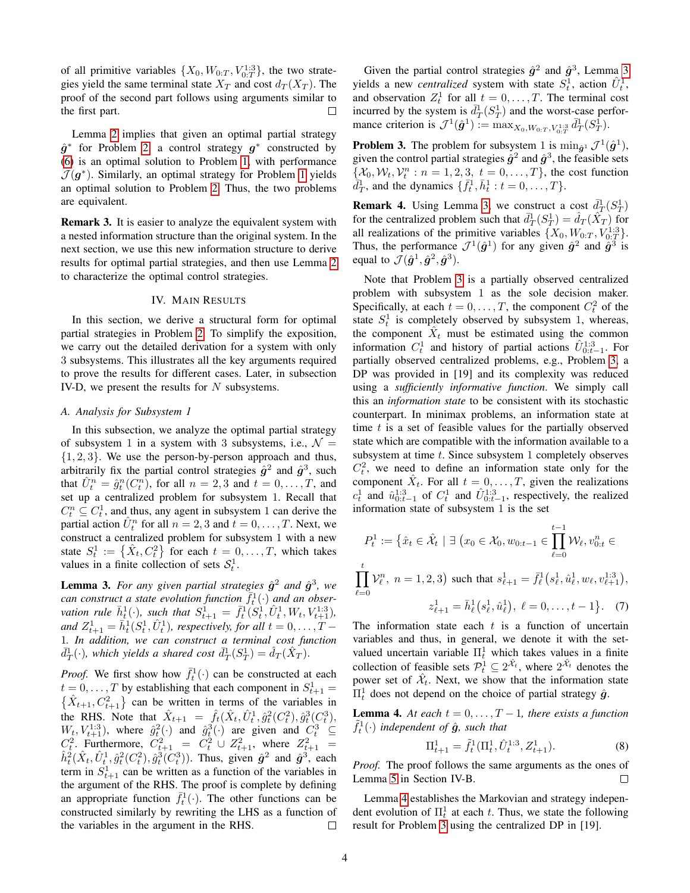of all primitive variables $\{X_0, W_{0:T}, V_{0:T}^{1:3}\}$, the two strategies yield the same terminal state $X_T$ and cost $d_T(X_T)$. The proof of the second part follows using arguments similar to the first part. □

Lemma 2 implies that given an optimal partial strategy $\hat{\boldsymbol{g}}^*$ for Problem 2, a control strategy $\boldsymbol{g}^*$ constructed by (6) is an optimal solution to Problem 1, with performance $\mathcal{J}(\boldsymbol{g}^*)$. Similarly, an optimal strategy for Problem 1 yields an optimal solution to Problem 2. Thus, the two problems are equivalent.

**Remark 3.** It is easier to analyze the equivalent system with a nested information structure than the original system. In the next section, we use this new information structure to derive results for optimal partial strategies, and then use Lemma 2 to characterize the optimal control strategies.

## IV. Main Results

In this section, we derive a structural form for optimal partial strategies in Problem 2. To simplify the exposition, we carry out the detailed derivation for a system with only 3 subsystems. This illustrates all the key arguments required to prove the results for different cases. Later, in subsection IV-D, we present the results for $N$ subsystems.

### A. Analysis for Subsystem 1

In this subsection, we analyze the optimal partial strategy of subsystem 1 in a system with 3 subsystems, i.e., $\mathcal{N} = \{1, 2, 3\}$. We use the person-by-person approach and thus, arbitrarily fix the partial control strategies $\hat{\boldsymbol{g}}^2$ and $\hat{\boldsymbol{g}}^3$, such that $\hat{U}_t^n = \hat{g}_t^n(C_t^n)$, for all $n = 2, 3$ and $t = 0, \dots, T$, and set up a centralized problem for subsystem 1. Recall that $C_t^n \subseteq C_t^1$, and thus, any agent in subsystem 1 can derive the partial action $\hat{U}_t^n$ for all $n = 2, 3$ and $t = 0, \dots, T$. Next, we construct a centralized problem for subsystem 1 with a new state $S_t^1 := \{\hat{X}_t, C_t^2\}$ for each $t = 0, \dots, T$, which takes values in a finite collection of sets $\mathcal{S}_t^1$.

**Lemma 3.** *For any given partial strategies $\hat{\boldsymbol{g}}^2$ and $\hat{\boldsymbol{g}}^3$, we can construct a state evolution function $\bar{f}_t^1(\cdot)$ and an observation rule $\bar{h}_t^1(\cdot)$, such that $S_{t+1}^1 = \bar{f}_t^1(S_t^1, \hat{U}_t^1, W_t, V_{t+1}^{1:3})$, and $Z_{t+1}^1 = \bar{h}_t^1(S_t^1, \hat{U}_t^1)$, respectively, for all $t = 0, \dots, T-1$. In addition, we can construct a terminal cost function $\bar{d}_T^1(\cdot)$, which yields a shared cost $\bar{d}_T^1(S_T^1) = \hat{d}_T(\hat{X}_T)$.*

*Proof.* We first show how $\bar{f}_t^1(\cdot)$ can be constructed at each $t = 0, \dots, T$ by establishing that each component in $S_{t+1}^1 = \{\hat{X}_{t+1}, C_{t+1}^2\}$ can be written in terms of the variables in the RHS. Note that $\hat{X}_{t+1} = \hat{f}_t(\hat{X}_t, \hat{U}_t^1, \hat{g}_t^2(C_t^2), \hat{g}_t^3(C_t^3), W_t, V_{t+1}^{1:3})$, where $\hat{g}_t^2(\cdot)$ and $\hat{g}_t^3(\cdot)$ are given and $C_t^3 \subseteq C_t^2$. Furthermore, $C_{t+1}^2 = C_t^2 \cup Z_{t+1}^2$, where $Z_{t+1}^2 = \hat{h}_t^2(\hat{X}_t, \hat{U}_t^1, \hat{g}_t^2(C_t^2), \hat{g}_t^3(C_t^3))$. Thus, given $\hat{\boldsymbol{g}}^2$ and $\hat{\boldsymbol{g}}^3$, each term in $S_{t+1}^1$ can be written as a function of the variables in the argument of the RHS. The proof is complete by defining an appropriate function $\bar{f}_t^1(\cdot)$. The other functions can be constructed similarly by rewriting the LHS as a function of the variables in the argument in the RHS. □

Given the partial control strategies $\hat{\boldsymbol{g}}^2$ and $\hat{\boldsymbol{g}}^3$, Lemma 3 yields a new *centralized* system with state $S_t^1$, action $\hat{U}_t^1$, and observation $Z_t^1$ for all $t = 0, \dots, T$. The terminal cost incurred by the system is $\bar{d}_T^1(S_T^1)$ and the worst-case performance criterion is $\mathcal{J}^1(\hat{\boldsymbol{g}}^1) := \max_{X_0, W_{0:T}, V_{0:T}^{1:3}} \bar{d}_T^1(S_T^1)$.

**Problem 3.** The problem for subsystem 1 is $\min_{\hat{\boldsymbol{g}}^1} \mathcal{J}^1(\hat{\boldsymbol{g}}^1)$, given the control partial strategies $\hat{\boldsymbol{g}}^2$ and $\hat{\boldsymbol{g}}^3$, the feasible sets $\{\mathcal{X}_0, \mathcal{W}_t, \mathcal{V}_t^n : n = 1, 2, 3, \ t = 0, \dots, T\}$, the cost function $\bar{d}_T^1$, and the dynamics $\{\bar{f}_t^1, \bar{h}_t^1 : t = 0, \dots, T\}$.

**Remark 4.** Using Lemma 3, we construct a cost $\bar{d}_T^1(S_T^1)$ for the centralized problem such that $\bar{d}_T^1(S_T^1) = \hat{d}_T(\hat{X}_T)$ for all realizations of the primitive variables $\{X_0, W_{0:T}, V_{0:T}^{1:3}\}$. Thus, the performance $\mathcal{J}^1(\hat{\boldsymbol{g}}^1)$ for any given $\hat{\boldsymbol{g}}^2$ and $\hat{\boldsymbol{g}}^3$ is equal to $\mathcal{J}(\hat{\boldsymbol{g}}^1, \hat{\boldsymbol{g}}^2, \hat{\boldsymbol{g}}^3)$.

Note that Problem 3 is a partially observed centralized problem with subsystem 1 as the sole decision maker. Specifically, at each $t = 0, \dots, T$, the component $C_t^2$ of the state $S_t^1$ is completely observed by subsystem 1, whereas, the component $\hat{X}_t$ must be estimated using the common information $C_t^1$ and history of partial actions $\hat{U}_{0:t-1}^{1:3}$. For partially observed centralized problems, e.g., Problem 3, a DP was provided in [19] and its complexity was reduced using a *sufficiently informative function*. We simply call this an *information state* to be consistent with its stochastic counterpart. In minimax problems, an information state at time $t$ is a set of feasible values for the partially observed state which are compatible with the information available to a subsystem at time $t$. Since subsystem 1 completely observes $C_t^2$, we need to define an information state only for the component $\hat{X}_t$. For all $t = 0, \dots, T$, given the realizations $c_t^1$ and $\hat{u}_{0:t-1}^{1:3}$ of $C_t^1$ and $\hat{U}_{0:t-1}^{1:3}$, respectively, the realized information state of subsystem 1 is the set

$$
P_t^1 := \Big\{\hat{x}_t \in \hat{\mathcal{X}}_t \mid \exists \big(x_0 \in \mathcal{X}_0, w_{0:t-1} \in \prod_{\ell=0}^{t-1} \mathcal{W}_\ell, v_{0:t}^n \in \prod_{\ell=0}^{t} \mathcal{V}_\ell^n, \ n = 1, 2, 3\big) \text{ such that } s_{\ell+1}^1 = \bar{f}_\ell^1(s_\ell^1, \hat{u}_\ell^1, w_\ell, v_{\ell+1}^{1:3}), \quad z_{\ell+1}^1 = \bar{h}_\ell^1(s_\ell^1, \hat{u}_\ell^1), \ \ell = 0, \dots, t-1\Big\}. \tag{7}
$$

The information state each $t$ is a function of uncertain variables and thus, in general, we denote it with the set-valued uncertain variable $\Pi_t^1$ which takes values in a finite collection of feasible sets $\mathcal{P}_t^1 \subseteq 2^{\hat{\mathcal{X}}_t}$, where $2^{\hat{\mathcal{X}}_t}$ denotes the power set of $\hat{\mathcal{X}}_t$. Next, we show that the information state $\Pi_t^1$ does not depend on the choice of partial strategy $\hat{\boldsymbol{g}}$.

**Lemma 4.** *At each $t = 0, \dots, T-1$, there exists a function $\tilde{f}_t^1(\cdot)$ independent of $\hat{\boldsymbol{g}}$, such that*

$$
\Pi_{t+1}^1 = \tilde{f}_t^1(\Pi_t^1, \hat{U}_t^{1:3}, Z_{t+1}^1). \tag{8}
$$

*Proof.* The proof follows the same arguments as the ones of Lemma 5 in Section IV-B. □

Lemma 4 establishes the Markovian and strategy independent evolution of $\Pi_t^1$ at each $t$. Thus, we state the following result for Problem 3 using the centralized DP in [19].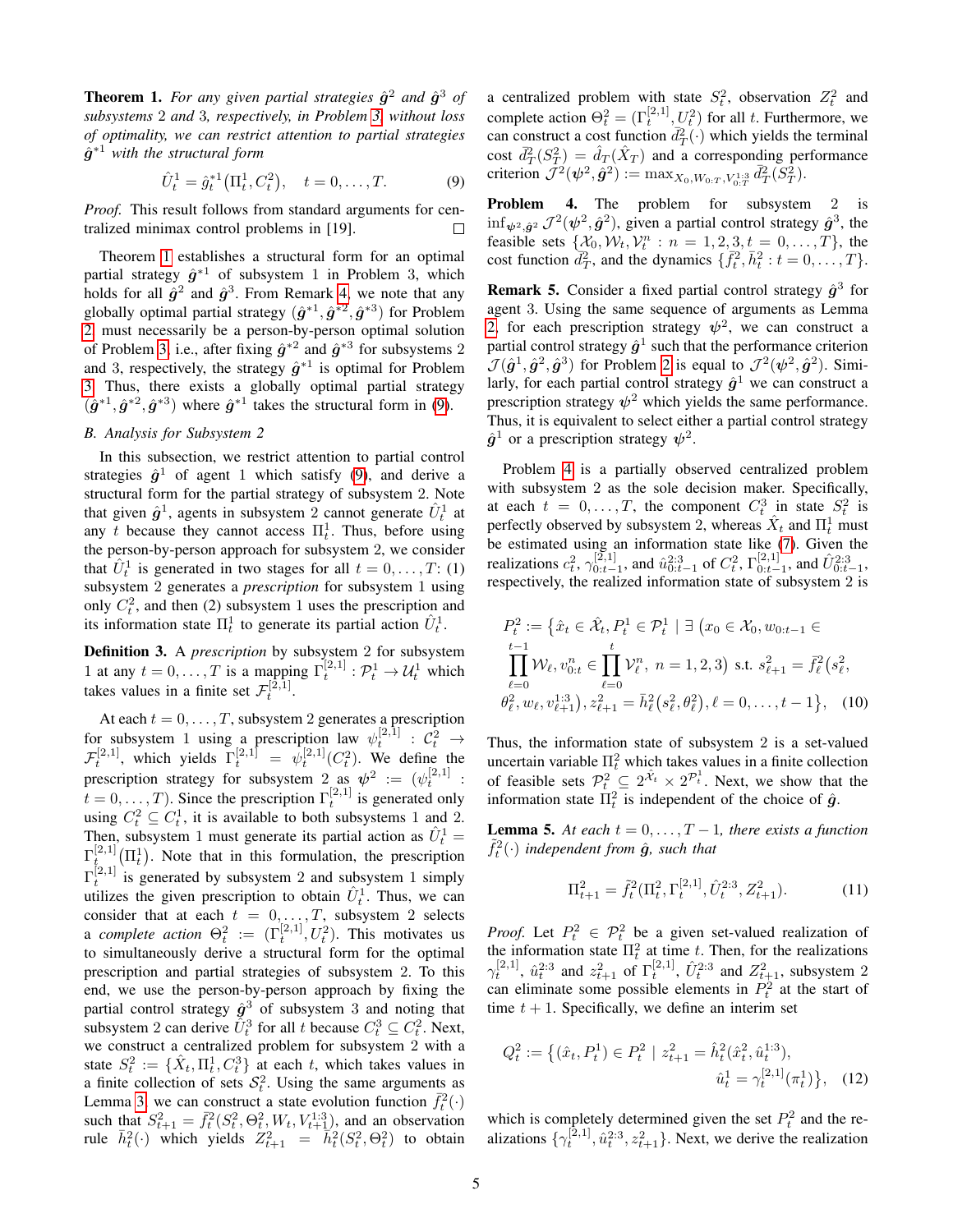**Theorem 1.** *For any given partial strategies $\hat{\boldsymbol{g}}^2$ and $\hat{\boldsymbol{g}}^3$ of subsystems 2 and 3, respectively, in Problem 3, without loss of optimality, we can restrict attention to partial strategies $\hat{\boldsymbol{g}}^{*1}$ with the structural form*

$$\hat{U}_t^1 = \hat{g}_t^{*1}\big(\Pi_t^1, C_t^2\big), \quad t = 0, \dots, T. \tag{9}$$

*Proof.* This result follows from standard arguments for centralized minimax control problems in [19]. □

Theorem 1 establishes a structural form for an optimal partial strategy $\hat{\boldsymbol{g}}^{*1}$ of subsystem 1 in Problem 3, which holds for all $\hat{\boldsymbol{g}}^2$ and $\hat{\boldsymbol{g}}^3$. From Remark 4, we note that any globally optimal partial strategy $(\hat{\boldsymbol{g}}^{*1}, \hat{\boldsymbol{g}}^{*2}, \hat{\boldsymbol{g}}^{*3})$ for Problem 2 must necessarily be a person-by-person optimal solution of Problem 3, i.e., after fixing $\hat{\boldsymbol{g}}^{*2}$ and $\hat{\boldsymbol{g}}^{*3}$ for subsystems 2 and 3, respectively, the strategy $\hat{\boldsymbol{g}}^{*1}$ is optimal for Problem 3. Thus, there exists a globally optimal partial strategy $(\hat{\boldsymbol{g}}^{*1}, \hat{\boldsymbol{g}}^{*2}, \hat{\boldsymbol{g}}^{*3})$ where $\hat{\boldsymbol{g}}^{*1}$ takes the structural form in (9).

### B. Analysis for Subsystem 2

In this subsection, we restrict attention to partial control strategies $\hat{\boldsymbol{g}}^1$ of agent 1 which satisfy (9), and derive a structural form for the partial strategy of subsystem 2. Note that given $\hat{\boldsymbol{g}}^1$, agents in subsystem 2 cannot generate $\hat{U}_t^1$ at any $t$ because they cannot access $\Pi_t^1$. Thus, before using the person-by-person approach for subsystem 2, we consider that $\hat{U}_t^1$ is generated in two stages for all $t = 0, \dots, T$: (1) subsystem 2 generates a *prescription* for subsystem 1 using only $C_t^2$, and then (2) subsystem 1 uses the prescription and its information state $\Pi_t^1$ to generate its partial action $\hat{U}_t^1$.

**Definition 3.** A *prescription* by subsystem 2 for subsystem 1 at any $t = 0, \dots, T$ is a mapping $\Gamma_t^{[2,1]} : \mathcal{P}_t^1 \to \mathcal{U}_t^1$ which takes values in a finite set $\mathcal{F}_t^{[2,1]}$.

At each $t = 0, \dots, T$, subsystem 2 generates a prescription for subsystem 1 using a prescription law $\psi_t^{[2,1]} : \mathcal{C}_t^2 \to \mathcal{F}_t^{[2,1]}$, which yields $\Gamma_t^{[2,1]} = \psi_t^{[2,1]}(C_t^2)$. We define the prescription strategy for subsystem 2 as $\boldsymbol{\psi}^2 := (\psi_t^{[2,1]} : t = 0, \dots, T)$. Since the prescription $\Gamma_t^{[2,1]}$ is generated only using $C_t^2 \subseteq C_t^1$, it is available to both subsystems 1 and 2. Then, subsystem 1 must generate its partial action as $\hat{U}_t^1 = \Gamma_t^{[2,1]}(\Pi_t^1)$. Note that in this formulation, the prescription $\Gamma_t^{[2,1]}$ is generated by subsystem 2 and subsystem 1 simply utilizes the given prescription to obtain $\hat{U}_t^1$. Thus, we can consider that at each $t = 0, \dots, T$, subsystem 2 selects a *complete action* $\Theta_t^2 := (\Gamma_t^{[2,1]}, U_t^2)$. This motivates us to simultaneously derive a structural form for the optimal prescription and partial strategies of subsystem 2. To this end, we use the person-by-person approach by fixing the partial control strategy $\hat{\boldsymbol{g}}^3$ of subsystem 3 and noting that subsystem 2 can derive $\hat{U}_t^3$ for all $t$ because $C_t^3 \subseteq C_t^2$. Next, we construct a centralized problem for subsystem 2 with a state $S_t^2 := \{\hat{X}_t, \Pi_t^1, C_t^3\}$ at each $t$, which takes values in a finite collection of sets $\mathcal{S}_t^2$. Using the same arguments as Lemma 3, we can construct a state evolution function $\bar{f}_t^2(\cdot)$ such that $S_{t+1}^2 = \bar{f}_t^2(S_t^2, \Theta_t^2, W_t, V_{t+1}^{1:3})$, and an observation rule $\bar{h}_t^2(\cdot)$ which yields $Z_{t+1}^2 = \bar{h}_t^2(S_t^2, \Theta_t^2)$ to obtain a centralized problem with state $S_t^2$, observation $Z_t^2$ and complete action $\Theta_t^2 = (\Gamma_t^{[2,1]}, U_t^2)$ for all $t$. Furthermore, we can construct a cost function $\bar{d}_T^2(\cdot)$ which yields the terminal cost $\bar{d}_T^2(S_T^2) = \hat{d}_T(\hat{X}_T)$ and a corresponding performance criterion $\mathcal{J}^2(\boldsymbol{\psi}^2, \hat{\boldsymbol{g}}^2) := \max_{X_0, W_{0:T}, V_{0:T}^{1:3}} \bar{d}_T^2(S_T^2)$.

**Problem 4.** The problem for subsystem 2 is $\inf_{\boldsymbol{\psi}^2, \hat{\boldsymbol{g}}^2} \mathcal{J}^2(\boldsymbol{\psi}^2, \hat{\boldsymbol{g}}^2)$, given a partial control strategy $\hat{\boldsymbol{g}}^3$, the feasible sets $\{\mathcal{X}_0, \mathcal{W}_t, \mathcal{V}_t^n : n = 1, 2, 3, t = 0, \dots, T\}$, the cost function $\bar{d}_T^2$, and the dynamics $\{\bar{f}_t^2, \bar{h}_t^2 : t = 0, \dots, T\}$.

**Remark 5.** Consider a fixed partial control strategy $\hat{\boldsymbol{g}}^3$ for agent 3. Using the same sequence of arguments as Lemma 2, for each prescription strategy $\boldsymbol{\psi}^2$, we can construct a partial control strategy $\hat{\boldsymbol{g}}^1$ such that the performance criterion $\mathcal{J}(\hat{\boldsymbol{g}}^1, \hat{\boldsymbol{g}}^2, \hat{\boldsymbol{g}}^3)$ for Problem 2 is equal to $\mathcal{J}^2(\boldsymbol{\psi}^2, \hat{\boldsymbol{g}}^2)$. Similarly, for each partial control strategy $\hat{\boldsymbol{g}}^1$ we can construct a prescription strategy $\boldsymbol{\psi}^2$ which yields the same performance. Thus, it is equivalent to select either a partial control strategy $\hat{\boldsymbol{g}}^1$ or a prescription strategy $\boldsymbol{\psi}^2$.

Problem 4 is a partially observed centralized problem with subsystem 2 as the sole decision maker. Specifically, at each $t = 0, \dots, T$, the component $C_t^3$ in state $S_t^2$ is perfectly observed by subsystem 2, whereas $\hat{X}_t$ and $\Pi_t^1$ must be estimated using an information state like (7). Given the realizations $c_t^2$, $\gamma_{0:t-1}^{[2,1]}$, and $\hat{u}_{0:t-1}^{2:3}$ of $C_t^2$, $\Gamma_{0:t-1}^{[2,1]}$, and $\hat{U}_{0:t-1}^{2:3}$, respectively, the realized information state of subsystem 2 is

$$\begin{aligned}
P_t^2 := \Big\{ &\hat{x}_t \in \hat{\mathcal{X}}_t, P_t^1 \in \mathcal{P}_t^1 \mid \exists \big(x_0 \in \mathcal{X}_0, w_{0:t-1} \in \\
&\prod_{\ell=0}^{t-1} \mathcal{W}_\ell, v_{0:t}^n \in \prod_{\ell=0}^{t} \mathcal{V}_\ell^n,\ n = 1, 2, 3\big) \text{ s.t. } s_{\ell+1}^2 = \bar{f}_\ell^2\big(s_\ell^2, \\
&\theta_\ell^2, w_\ell, v_{\ell+1}^{1:3}\big), z_{\ell+1}^2 = \bar{h}_\ell^2(s_\ell^2, \theta_\ell^2), \ell = 0, \dots, t-1 \Big\},
\end{aligned} \tag{10}$$

Thus, the information state of subsystem 2 is a set-valued uncertain variable $\Pi_t^2$ which takes values in a finite collection of feasible sets $\mathcal{P}_t^2 \subseteq 2^{\hat{\mathcal{X}}_t} \times 2^{\mathcal{P}_t^1}$. Next, we show that the information state $\Pi_t^2$ is independent of the choice of $\hat{\boldsymbol{g}}$.

**Lemma 5.** *At each $t = 0, \dots, T-1$, there exists a function $\tilde{f}_t^2(\cdot)$ independent from $\hat{\boldsymbol{g}}$, such that*

$$\Pi_{t+1}^2 = \tilde{f}_t^2(\Pi_t^2, \Gamma_t^{[2,1]}, \hat{U}_t^{2:3}, Z_{t+1}^2). \tag{11}$$

*Proof.* Let $P_t^2 \in \mathcal{P}_t^2$ be a given set-valued realization of the information state $\Pi_t^2$ at time $t$. Then, for the realizations $\gamma_t^{[2,1]}$, $\hat{u}_t^{2:3}$ and $z_{t+1}^2$ of $\Gamma_t^{[2,1]}$, $\hat{U}_t^{2:3}$ and $Z_{t+1}^2$, subsystem 2 can eliminate some possible elements in $P_t^2$ at the start of time $t+1$. Specifically, we define an interim set

$$\begin{aligned}
Q_t^2 := \big\{ (\hat{x}_t, P_t^1) \in P_t^2 \mid z_{t+1}^2 = \hat{h}_t^2(\hat{x}_t^2, \hat{u}_t^{1:3}), \\
\hat{u}_t^1 = \gamma_t^{[2,1]}(\pi_t^1) \big\},
\end{aligned} \tag{12}$$

which is completely determined given the set $P_t^2$ and the realizations $\{\gamma_t^{[2,1]}, \hat{u}_t^{2:3}, z_{t+1}^2\}$. Next, we derive the realization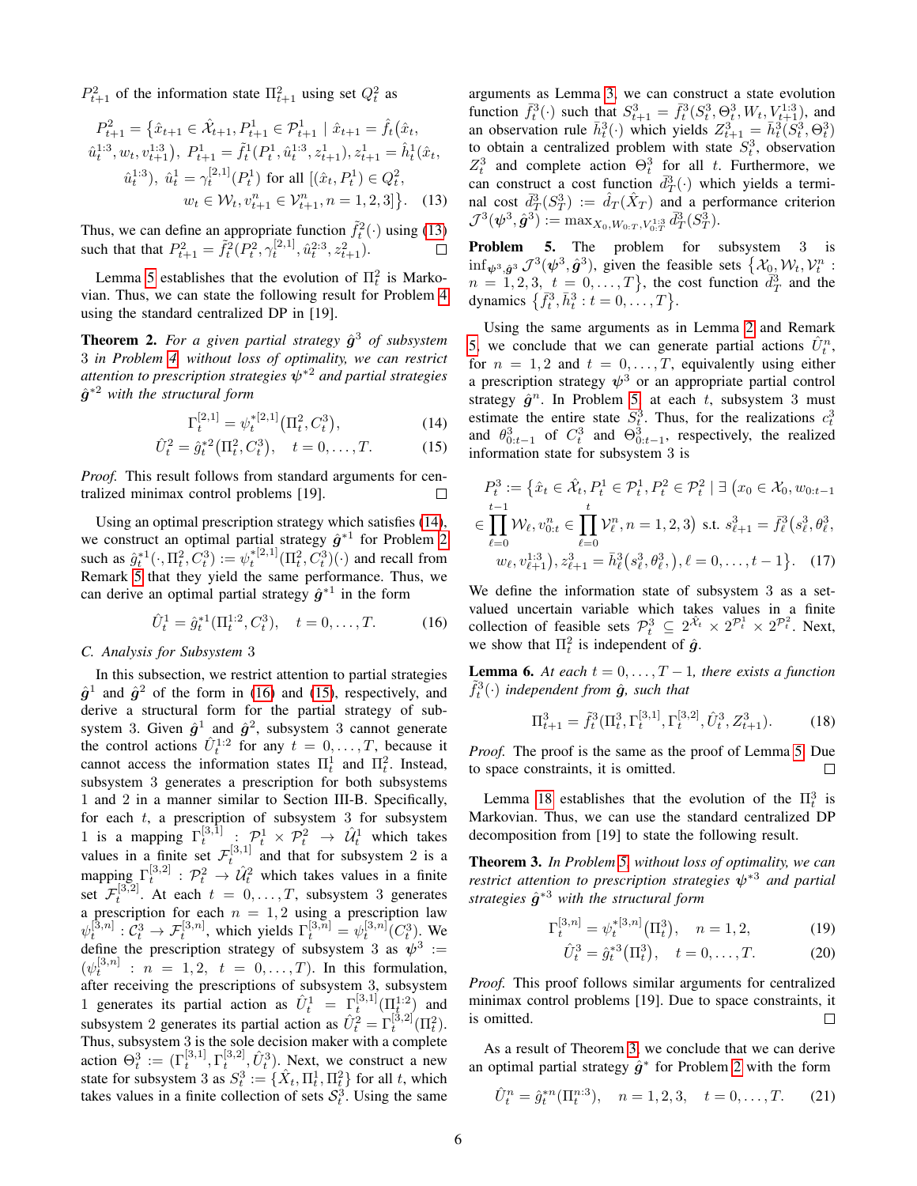$P^2_{t+1}$ of the information state $\Pi^2_{t+1}$ using set $Q^2_t$ as

$$P^2_{t+1} = \{\hat{x}_{t+1} \in \hat{\mathcal{X}}_{t+1}, P^1_{t+1} \in \mathcal{P}^1_{t+1} \mid \hat{x}_{t+1} = \hat{f}_t(\hat{x}_t, \hat{u}^{1:3}_t, w_t, v^{1:3}_{t+1}),\ P^1_{t+1} = \tilde{f}^1_t(P^1_t, \hat{u}^{1:3}_t, z^1_{t+1}), z^1_{t+1} = \hat{h}^1_t(\hat{x}_t, \hat{u}^{1:3}_t),\ \hat{u}^1_t = \gamma^{[2,1]}_t(P^1_t) \text{ for all } [(\hat{x}_t, P^1_t) \in Q^2_t, w_t \in \mathcal{W}_t, v^n_{t+1} \in \mathcal{V}^n_{t+1}, n = 1, 2, 3]\}. \quad (13)$$

Thus, we can define an appropriate function $\tilde{f}^2_t(\cdot)$ using (13) such that that $P^2_{t+1} = \tilde{f}^2(P^2_t, \gamma^{[2,1]}_t, \hat{u}^{2:3}_t, z^2_{t+1})$. $\square$

Lemma 5 establishes that the evolution of $\Pi^2_t$ is Markovian. Thus, we can state the following result for Problem 4 using the standard centralized DP in [19].

**Theorem 2.** *For a given partial strategy $\hat{\boldsymbol{g}}^3$ of subsystem 3 in Problem 4 without loss of optimality, we can restrict attention to prescription strategies $\boldsymbol{\psi}^{*2}$ and partial strategies $\hat{\boldsymbol{g}}^{*2}$ with the structural form*

$$\Gamma^{[2,1]}_t = \psi^{*[2,1]}_t(\Pi^2_t, C^3_t), \quad (14)$$

$$\hat{U}^2_t = \hat{g}^{*2}_t(\Pi^2_t, C^3_t), \quad t = 0, \dots, T. \quad (15)$$

*Proof.* This result follows from standard arguments for centralized minimax control problems [19]. $\square$

Using an optimal prescription strategy which satisfies (14), we construct an optimal partial strategy $\hat{\boldsymbol{g}}^{*1}$ for Problem 2 such as $\hat{g}^{*1}_t(\cdot, \Pi^2_t, C^3_t) := \psi^{*[2,1]}_t(\Pi^2_t, C^3_t)(\cdot)$ and recall from Remark 5 that they yield the same performance. Thus, we can derive an optimal partial strategy $\hat{\boldsymbol{g}}^{*1}$ in the form

$$\hat{U}^1_t = \hat{g}^{*1}_t(\Pi^{1:2}_t, C^3_t), \quad t = 0, \dots, T. \quad (16)$$

### C. Analysis for Subsystem 3

In this subsection, we restrict attention to partial strategies $\hat{\boldsymbol{g}}^1$ and $\hat{\boldsymbol{g}}^2$ of the form in (16) and (15), respectively, and derive a structural form for the partial strategy of subsystem 3. Given $\hat{\boldsymbol{g}}^1$ and $\hat{\boldsymbol{g}}^2$, subsystem 3 cannot generate the control actions $\hat{U}^{1:2}_t$ for any $t = 0, \dots, T$, because it cannot access the information states $\Pi^1_t$ and $\Pi^2_t$. Instead, subsystem 3 generates a prescription for both subsystems 1 and 2 in a manner similar to Section III-B. Specifically, for each $t$, a prescription of subsystem 3 for subsystem 1 is a mapping $\Gamma^{[3,1]}_t : \mathcal{P}^1_t \times \mathcal{P}^2_t \to \hat{\mathcal{U}}^1_t$ which takes values in a finite set $\mathcal{F}^{[3,1]}_t$ and that for subsystem 2 is a mapping $\Gamma^{[3,2]}_t : \mathcal{P}^2_t \to \hat{\mathcal{U}}^2_t$ which takes values in a finite set $\mathcal{F}^{[3,2]}_t$. At each $t = 0, \dots, T$, subsystem 3 generates a prescription for each $n = 1, 2$ using a prescription law $\psi^{[3,n]}_t : \mathcal{C}^3_t \to \mathcal{F}^{[3,n]}_t$, which yields $\Gamma^{[3,n]}_t = \psi^{[3,n]}_t(C^3_t)$. We define the prescription strategy of subsystem 3 as $\boldsymbol{\psi}^3 := (\psi^{[3,n]}_t : n = 1, 2, \ t = 0, \dots, T)$. In this formulation, after receiving the prescriptions of subsystem 3, subsystem 1 generates its partial action as $\hat{U}^1_t = \Gamma^{[3,1]}_t(\Pi^{1:2}_t)$ and subsystem 2 generates its partial action as $\hat{U}^2_t = \Gamma^{[3,2]}_t(\Pi^2_t)$. Thus, subsystem 3 is the sole decision maker with a complete action $\Theta^3_t := (\Gamma^{[3,1]}_t, \Gamma^{[3,2]}_t, \hat{U}^3_t)$. Next, we construct a new state for subsystem 3 as $S^3_t := \{\hat{X}_t, \Pi^1_t, \Pi^2_t\}$ for all $t$, which takes values in a finite collection of sets $\mathcal{S}^3_t$. Using the same arguments as Lemma 3, we can construct a state evolution function $\bar{f}^3_t(\cdot)$ such that $S^3_{t+1} = \bar{f}^3_t(S^3_t, \Theta^3_t, W_t, V^{1:3}_{t+1})$, and an observation rule $\bar{h}^3_t(\cdot)$ which yields $Z^3_{t+1} = \bar{h}^3_t(S^3_t, \Theta^3_t)$ to obtain a centralized problem with state $S^3_t$, observation $Z^3_t$ and complete action $\Theta^3_t$ for all $t$. Furthermore, we can construct a cost function $\bar{d}^3_T(\cdot)$ which yields a terminal cost $\bar{d}^3_T(S^3_T) := \hat{d}_T(\hat{X}_T)$ and a performance criterion $\mathcal{J}^3(\boldsymbol{\psi}^3, \hat{\boldsymbol{g}}^3) := \max_{X_0, W_{0:T}, V^{1:3}_{0:T}} \bar{d}^3_T(S^3_T)$.

**Problem 5.** The problem for subsystem 3 is $\inf_{\boldsymbol{\psi}^3, \hat{\boldsymbol{g}}^3} \mathcal{J}^3(\boldsymbol{\psi}^3, \hat{\boldsymbol{g}}^3)$, given the feasible sets $\{\mathcal{X}_0, \mathcal{W}_t, \mathcal{V}^n_t : n = 1, 2, 3, \ t = 0, \dots, T\}$, the cost function $\bar{d}^3_T$ and the dynamics $\{\bar{f}^3_t, \bar{h}^3_t : t = 0, \dots, T\}$.

Using the same arguments as in Lemma 2 and Remark 5, we conclude that we can generate partial actions $\hat{U}^n_t$, for $n = 1, 2$ and $t = 0, \dots, T$, equivalently using either a prescription strategy $\boldsymbol{\psi}^3$ or an appropriate partial control strategy $\hat{\boldsymbol{g}}^n$. In Problem 5, at each $t$, subsystem 3 must estimate the entire state $S^3_t$. Thus, for the realizations $c^3_t$ and $\theta^3_{0:t-1}$ of $C^3_t$ and $\Theta^3_{0:t-1}$, respectively, the realized information state for subsystem 3 is

$$P^3_t := \Big\{\hat{x}_t \in \hat{\mathcal{X}}_t, P^1_t \in \mathcal{P}^1_t, P^2_t \in \mathcal{P}^2_t \mid \exists \big(x_0 \in \mathcal{X}_0, w_{0:t-1} \in \prod_{\ell=0}^{t-1} \mathcal{W}_\ell, v^n_{0:t} \in \prod_{\ell=0}^{t} \mathcal{V}^n_\ell, n = 1, 2, 3\big) \text{ s.t. } s^3_{\ell+1} = \bar{f}^3_\ell\big(s^3_\ell, \theta^3_\ell, w_\ell, v^{1:3}_{\ell+1}\big), z^3_{\ell+1} = \bar{h}^3_\ell\big(s^3_\ell, \theta^3_\ell,\big), \ell = 0, \dots, t-1\Big\}. \quad (17)$$

We define the information state of subsystem 3 as a set-valued uncertain variable which takes values in a finite collection of feasible sets $\mathcal{P}^3_t \subseteq 2^{\hat{\mathcal{X}}_t} \times 2^{\mathcal{P}^1_t} \times 2^{\mathcal{P}^2_t}$. Next, we show that $\Pi^2_t$ is independent of $\hat{\boldsymbol{g}}$.

**Lemma 6.** *At each $t = 0, \dots, T-1$, there exists a function $\tilde{f}^3_t(\cdot)$ independent from $\hat{\boldsymbol{g}}$, such that*

$$\Pi^3_{t+1} = \tilde{f}^3_t(\Pi^3_t, \Gamma^{[3,1]}_t, \Gamma^{[3,2]}_t, \hat{U}^3_t, Z^3_{t+1}). \quad (18)$$

*Proof.* The proof is the same as the proof of Lemma 5. Due to space constraints, it is omitted. $\square$

Lemma 18 establishes that the evolution of the $\Pi^3_t$ is Markovian. Thus, we can use the standard centralized DP decomposition from [19] to state the following result.

**Theorem 3.** *In Problem 5 without loss of optimality, we can restrict attention to prescription strategies $\boldsymbol{\psi}^{*3}$ and partial strategies $\hat{\boldsymbol{g}}^{*3}$ with the structural form*

$$\Gamma^{[3,n]}_t = \psi^{*[3,n]}_t(\Pi^3_t), \quad n = 1, 2, \quad (19)$$

$$\hat{U}^3_t = \hat{g}^{*3}_t(\Pi^3_t), \quad t = 0, \dots, T. \quad (20)$$

*Proof.* This proof follows similar arguments for centralized minimax control problems [19]. Due to space constraints, it is omitted. $\square$

As a result of Theorem 3, we conclude that we can derive an optimal partial strategy $\hat{\boldsymbol{g}}^*$ for Problem 2 with the form

$$\hat{U}^n_t = \hat{g}^{*n}_t(\Pi^{n:3}_t), \quad n = 1, 2, 3, \quad t = 0, \dots, T. \quad (21)$$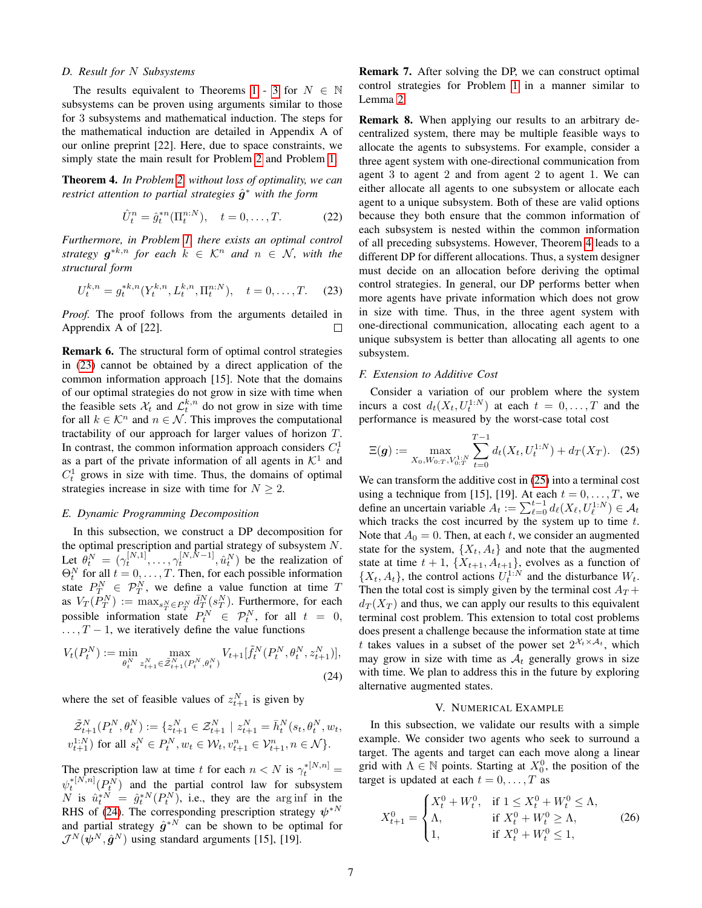### D. Result for $N$ Subsystems

The results equivalent to Theorems 1 - 3 for $N \in \mathbb{N}$ subsystems can be proven using arguments similar to those for 3 subsystems and mathematical induction. The steps for the mathematical induction are detailed in Appendix A of our online preprint [22]. Here, due to space constraints, we simply state the main result for Problem 2 and Problem 1.

**Theorem 4.** *In Problem 2, without loss of optimality, we can restrict attention to partial strategies $\hat{\boldsymbol{g}}^*$ with the form*

$$\hat{U}_t^n = \hat{g}_t^{*n}(\Pi_t^{n:N}), \quad t = 0, \dots, T. \tag{22}$$

*Furthermore, in Problem 1, there exists an optimal control strategy $\boldsymbol{g}^{*k,n}$ for each $k \in \mathcal{K}^n$ and $n \in \mathcal{N}$, with the structural form*

$$U_t^{k,n} = g_t^{*k,n}(Y_t^{k,n}, L_t^{k,n}, \Pi_t^{n:N}), \quad t = 0, \dots, T. \tag{23}$$

*Proof.* The proof follows from the arguments detailed in Apprendix A of [22]. □

**Remark 6.** The structural form of optimal control strategies in (23) cannot be obtained by a direct application of the common information approach [15]. Note that the domains of our optimal strategies do not grow in size with time when the feasible sets $\mathcal{X}_t$ and $\mathcal{L}_t^{k,n}$ do not grow in size with time for all $k \in \mathcal{K}^n$ and $n \in \mathcal{N}$. This improves the computational tractability of our approach for larger values of horizon $T$. In contrast, the common information approach considers $C_t^1$ as a part of the private information of all agents in $\mathcal{K}^1$ and $C_t^1$ grows in size with time. Thus, the domains of optimal strategies increase in size with time for $N \geq 2$.

### E. Dynamic Programming Decomposition

In this subsection, we construct a DP decomposition for the optimal prescription and partial strategy of subsystem $N$. Let $\theta_t^N = (\gamma_t^{[N,1]}, \dots, \gamma_t^{[N,N-1]}, \hat{u}_t^N)$ be the realization of $\Theta_t^N$ for all $t = 0, \dots, T$. Then, for each possible information state $P_T^N \in \mathcal{P}_T^N$, we define a value function at time $T$ as $V_T(P_T^N) := \max_{s_T^N \in P_T^N} \tilde{d}_T^N(s_T^N)$. Furthermore, for each possible information state $P_t^N \in \mathcal{P}_t^N$, for all $t = 0, \dots, T-1$, we iteratively define the value functions

$$V_t(P_t^N) := \min_{\theta_t^N} \max_{z_{t+1}^N \in \tilde{\mathcal{Z}}_{t+1}^N(P_t^N, \theta_t^N)} V_{t+1}[\tilde{f}_t^N(P_t^N, \theta_t^N, z_{t+1}^N)], \tag{24}$$

where the set of feasible values of $z_{t+1}^N$ is given by

$$\tilde{\mathcal{Z}}_{t+1}^N(P_t^N, \theta_t^N) := \{z_{t+1}^N \in \mathcal{Z}_{t+1}^N \mid z_{t+1}^N = \bar{h}_t^N(s_t, \theta_t^N, w_t, v_{t+1}^{1:N}) \text{ for all } s_t^N \in P_t^N, w_t \in \mathcal{W}_t, v_{t+1}^n \in \mathcal{V}_{t+1}^n, n \in \mathcal{N}\}.$$

The prescription law at time $t$ for each $n < N$ is $\gamma_t^{*[N,n]} = \psi_t^{*[N,n]}(P_t^N)$ and the partial control law for subsystem $N$ is $\hat{u}_t^{*N} = \hat{g}_t^{*N}(P_t^N)$, i.e., they are the arg inf in the RHS of (24). The corresponding prescription strategy $\boldsymbol{\psi}^{*N}$ and partial strategy $\hat{\boldsymbol{g}}^{*N}$ can be shown to be optimal for $\mathcal{J}^N(\boldsymbol{\psi}^N, \hat{\boldsymbol{g}}^N)$ using standard arguments [15], [19].

**Remark 7.** After solving the DP, we can construct optimal control strategies for Problem 1 in a manner similar to Lemma 2.

**Remark 8.** When applying our results to an arbitrary decentralized system, there may be multiple feasible ways to allocate the agents to subsystems. For example, consider a three agent system with one-directional communication from agent 3 to agent 2 and from agent 2 to agent 1. We can either allocate all agents to one subsystem or allocate each agent to a unique subsystem. Both of these are valid options because they both ensure that the common information of each subsystem is nested within the common information of all preceding subsystems. However, Theorem 4 leads to a different DP for different allocations. Thus, a system designer must decide on an allocation before deriving the optimal control strategies. In general, our DP performs better when more agents have private information which does not grow in size with time. Thus, in the three agent system with one-directional communication, allocating each agent to a unique subsystem is better than allocating all agents to one subsystem.

### F. Extension to Additive Cost

Consider a variation of our problem where the system incurs a cost $d_t(X_t, U_t^{1:N})$ at each $t = 0, \dots, T$ and the performance is measured by the worst-case total cost

$$\Xi(\boldsymbol{g}) := \max_{X_0, W_{0:T}, V_{0:T}^{1:N}} \sum_{t=0}^{T-1} d_t(X_t, U_t^{1:N}) + d_T(X_T). \tag{25}$$

We can transform the additive cost in (25) into a terminal cost using a technique from [15], [19]. At each $t = 0, \dots, T$, we define an uncertain variable $A_t := \sum_{\ell=0}^{t-1} d_\ell(X_\ell, U_\ell^{1:N}) \in \mathcal{A}_t$ which tracks the cost incurred by the system up to time $t$. Note that $A_0 = 0$. Then, at each $t$, we consider an augmented state for the system, $\{X_t, A_t\}$ and note that the augmented state at time $t+1$, $\{X_{t+1}, A_{t+1}\}$, evolves as a function of $\{X_t, A_t\}$, the control actions $U_t^{1:N}$ and the disturbance $W_t$. Then the total cost is simply given by the terminal cost $A_T + d_T(X_T)$ and thus, we can apply our results to this equivalent terminal cost problem. This extension to total cost problems does present a challenge because the information state at time $t$ takes values in a subset of the power set $2^{\mathcal{X}_t \times \mathcal{A}_t}$, which may grow in size with time as $\mathcal{A}_t$ generally grows in size with time. We plan to address this in the future by exploring alternative augmented states.

## V. Numerical Example

In this subsection, we validate our results with a simple example. We consider two agents who seek to surround a target. The agents and target can each move along a linear grid with $\Lambda \in \mathbb{N}$ points. Starting at $X_0^0$, the position of the target is updated at each $t = 0, \dots, T$ as

$$X_{t+1}^0 = \begin{cases} X_t^0 + W_t^0, & \text{if } 1 \leq X_t^0 + W_t^0 \leq \Lambda, \\ \Lambda, & \text{if } X_t^0 + W_t^0 \geq \Lambda, \\ 1, & \text{if } X_t^0 + W_t^0 \leq 1, \end{cases} \tag{26}$$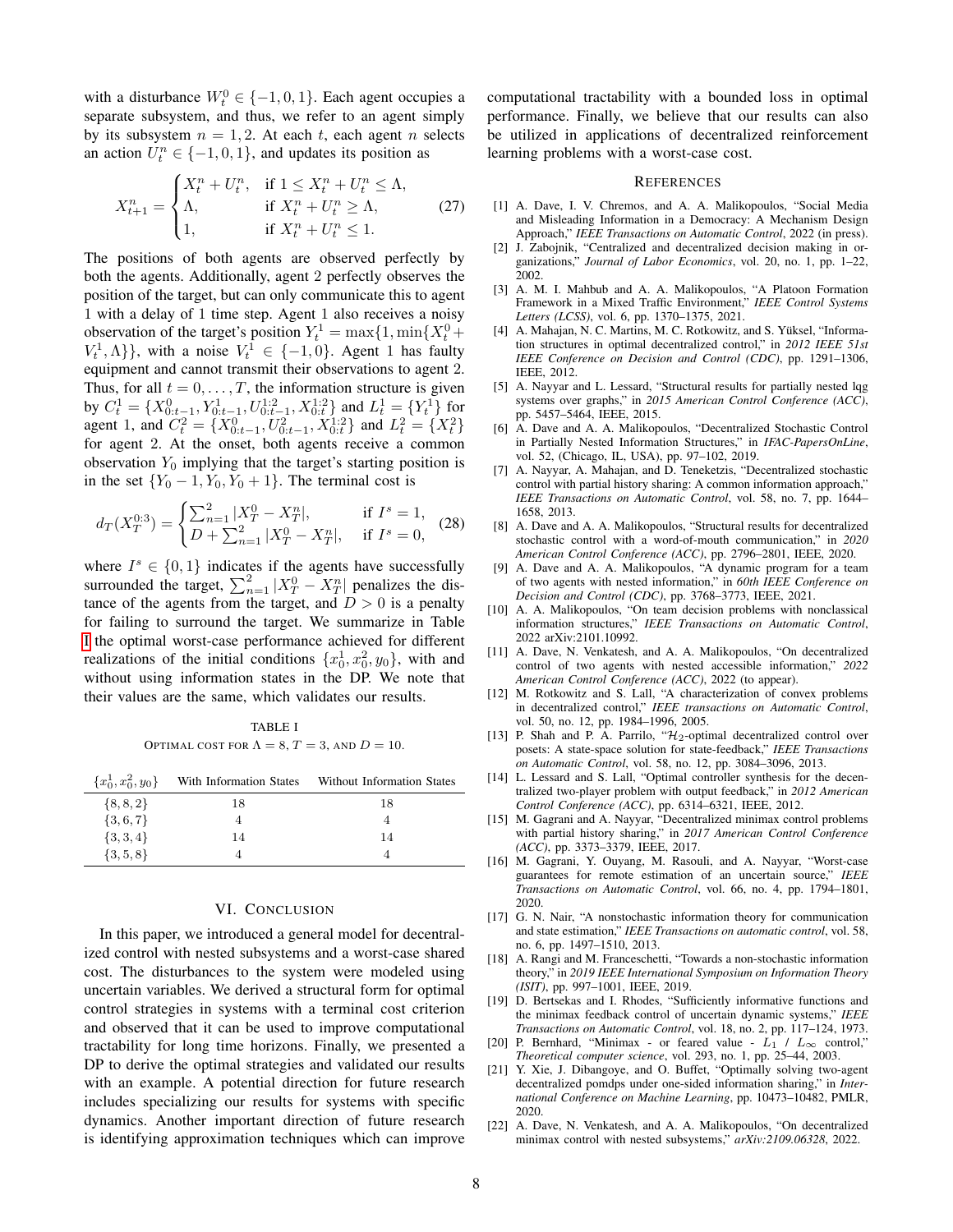with a disturbance $W_t^0 \in \{-1, 0, 1\}$. Each agent occupies a separate subsystem, and thus, we refer to an agent simply by its subsystem $n = 1, 2$. At each $t$, each agent $n$ selects an action $U_t^n \in \{-1, 0, 1\}$, and updates its position as

$$X_{t+1}^n = \begin{cases} X_t^n + U_t^n, & \text{if } 1 \leq X_t^n + U_t^n \leq \Lambda, \\ \Lambda, & \text{if } X_t^n + U_t^n \geq \Lambda, \\ 1, & \text{if } X_t^n + U_t^n \leq 1. \end{cases} \tag{27}$$

The positions of both agents are observed perfectly by both the agents. Additionally, agent 2 perfectly observes the position of the target, but can only communicate this to agent 1 with a delay of 1 time step. Agent 1 also receives a noisy observation of the target's position $Y_t^1 = \max\{1, \min\{X_t^0 + V_t^1, \Lambda\}\}$, with a noise $V_t^1 \in \{-1, 0\}$. Agent 1 has faulty equipment and cannot transmit their observations to agent 2. Thus, for all $t = 0, \dots, T$, the information structure is given by $C_t^1 = \{X_{0:t-1}^0, Y_{0:t-1}^1, U_{0:t-1}^{1:2}, X_{0:t}^{1:2}\}$ and $L_t^1 = \{Y_t^1\}$ for agent 1, and $C_t^2 = \{X_{0:t-1}^0, U_{0:t-1}^2, X_{0:t}^{1:2}\}$ and $L_t^2 = \{X_t^2\}$ for agent 2. At the onset, both agents receive a common observation $Y_0$ implying that the target's starting position is in the set $\{Y_0 - 1, Y_0, Y_0 + 1\}$. The terminal cost is

$$d_T(X_T^{0:3}) = \begin{cases} \sum_{n=1}^{2} |X_T^0 - X_T^n|, & \text{if } I^s = 1, \\ D + \sum_{n=1}^{2} |X_T^0 - X_T^n|, & \text{if } I^s = 0, \end{cases} \tag{28}$$

where $I^s \in \{0, 1\}$ indicates if the agents have successfully surrounded the target, $\sum_{n=1}^{2} |X_T^0 - X_T^n|$ penalizes the distance of the agents from the target, and $D > 0$ is a penalty for failing to surround the target. We summarize in Table I the optimal worst-case performance achieved for different realizations of the initial conditions $\{x_0^1, x_0^2, y_0\}$, with and without using information states in the DP. We note that their values are the same, which validates our results.

TABLE I

OPTIMAL COST FOR $\Lambda = 8$, $T = 3$, AND $D = 10$.

| $\{x_0^1, x_0^2, y_0\}$ | With Information States | Without Information States |
|---|---|---|
| $\{8, 8, 2\}$ | 18 | 18 |
| $\{3, 6, 7\}$ | 4 | 4 |
| $\{3, 3, 4\}$ | 14 | 14 |
| $\{3, 5, 8\}$ | 4 | 4 |

## VI. Conclusion

In this paper, we introduced a general model for decentralized control with nested subsystems and a worst-case shared cost. The disturbances to the system were modeled using uncertain variables. We derived a structural form for optimal control strategies in systems with a terminal cost criterion and observed that it can be used to improve computational tractability for long time horizons. Finally, we presented a DP to derive the optimal strategies and validated our results with an example. A potential direction for future research includes specializing our results for systems with specific dynamics. Another important direction of future research is identifying approximation techniques which can improve computational tractability with a bounded loss in optimal performance. Finally, we believe that our results can also be utilized in applications of decentralized reinforcement learning problems with a worst-case cost.

## References

[1] A. Dave, I. V. Chremos, and A. A. Malikopoulos, "Social Media and Misleading Information in a Democracy: A Mechanism Design Approach," *IEEE Transactions on Automatic Control*, 2022 (in press).

[2] J. Zabojnik, "Centralized and decentralized decision making in organizations," *Journal of Labor Economics*, vol. 20, no. 1, pp. 1–22, 2002.

[3] A. M. I. Mahbub and A. A. Malikopoulos, "A Platoon Formation Framework in a Mixed Traffic Environment," *IEEE Control Systems Letters (LCSS)*, vol. 6, pp. 1370–1375, 2021.

[4] A. Mahajan, N. C. Martins, M. C. Rotkowitz, and S. Yüksel, "Information structures in optimal decentralized control," in *2012 IEEE 51st IEEE Conference on Decision and Control (CDC)*, pp. 1291–1306, IEEE, 2012.

[5] A. Nayyar and L. Lessard, "Structural results for partially nested lqg systems over graphs," in *2015 American Control Conference (ACC)*, pp. 5457–5464, IEEE, 2015.

[6] A. Dave and A. A. Malikopoulos, "Decentralized Stochastic Control in Partially Nested Information Structures," in *IFAC-PapersOnLine*, vol. 52, (Chicago, IL, USA), pp. 97–102, 2019.

[7] A. Nayyar, A. Mahajan, and D. Teneketzis, "Decentralized stochastic control with partial history sharing: A common information approach," *IEEE Transactions on Automatic Control*, vol. 58, no. 7, pp. 1644–1658, 2013.

[8] A. Dave and A. A. Malikopoulos, "Structural results for decentralized stochastic control with a word-of-mouth communication," in *2020 American Control Conference (ACC)*, pp. 2796–2801, IEEE, 2020.

[9] A. Dave and A. A. Malikopoulos, "A dynamic program for a team of two agents with nested information," in *60th IEEE Conference on Decision and Control (CDC)*, pp. 3768–3773, IEEE, 2021.

[10] A. A. Malikopoulos, "On team decision problems with nonclassical information structures," *IEEE Transactions on Automatic Control*, 2022 arXiv:2101.10992.

[11] A. Dave, N. Venkatesh, and A. A. Malikopoulos, "On decentralized control of two agents with nested accessible information," *2022 American Control Conference (ACC)*, 2022 (to appear).

[12] M. Rotkowitz and S. Lall, "A characterization of convex problems in decentralized control," *IEEE transactions on Automatic Control*, vol. 50, no. 12, pp. 1984–1996, 2005.

[13] P. Shah and P. A. Parrilo, "$\mathcal{H}_2$-optimal decentralized control over posets: A state-space solution for state-feedback," *IEEE Transactions on Automatic Control*, vol. 58, no. 12, pp. 3084–3096, 2013.

[14] L. Lessard and S. Lall, "Optimal controller synthesis for the decentralized two-player problem with output feedback," in *2012 American Control Conference (ACC)*, pp. 6314–6321, IEEE, 2012.

[15] M. Gagrani and A. Nayyar, "Decentralized minimax control problems with partial history sharing," in *2017 American Control Conference (ACC)*, pp. 3373–3379, IEEE, 2017.

[16] M. Gagrani, Y. Ouyang, M. Rasouli, and A. Nayyar, "Worst-case guarantees for remote estimation of an uncertain source," *IEEE Transactions on Automatic Control*, vol. 66, no. 4, pp. 1794–1801, 2020.

[17] G. N. Nair, "A nonstochastic information theory for communication and state estimation," *IEEE Transactions on automatic control*, vol. 58, no. 6, pp. 1497–1510, 2013.

[18] A. Rangi and M. Franceschetti, "Towards a non-stochastic information theory," in *2019 IEEE International Symposium on Information Theory (ISIT)*, pp. 997–1001, IEEE, 2019.

[19] D. Bertsekas and I. Rhodes, "Sufficiently informative functions and the minimax feedback control of uncertain dynamic systems," *IEEE Transactions on Automatic Control*, vol. 18, no. 2, pp. 117–124, 1973.

[20] P. Bernhard, "Minimax - or feared value - $L_1$ / $L_\infty$ control," *Theoretical computer science*, vol. 293, no. 1, pp. 25–44, 2003.

[21] Y. Xie, J. Dibangoye, and O. Buffet, "Optimally solving two-agent decentralized pomdps under one-sided information sharing," in *International Conference on Machine Learning*, pp. 10473–10482, PMLR, 2020.

[22] A. Dave, N. Venkatesh, and A. A. Malikopoulos, "On decentralized minimax control with nested subsystems," *arXiv:2109.06328*, 2022.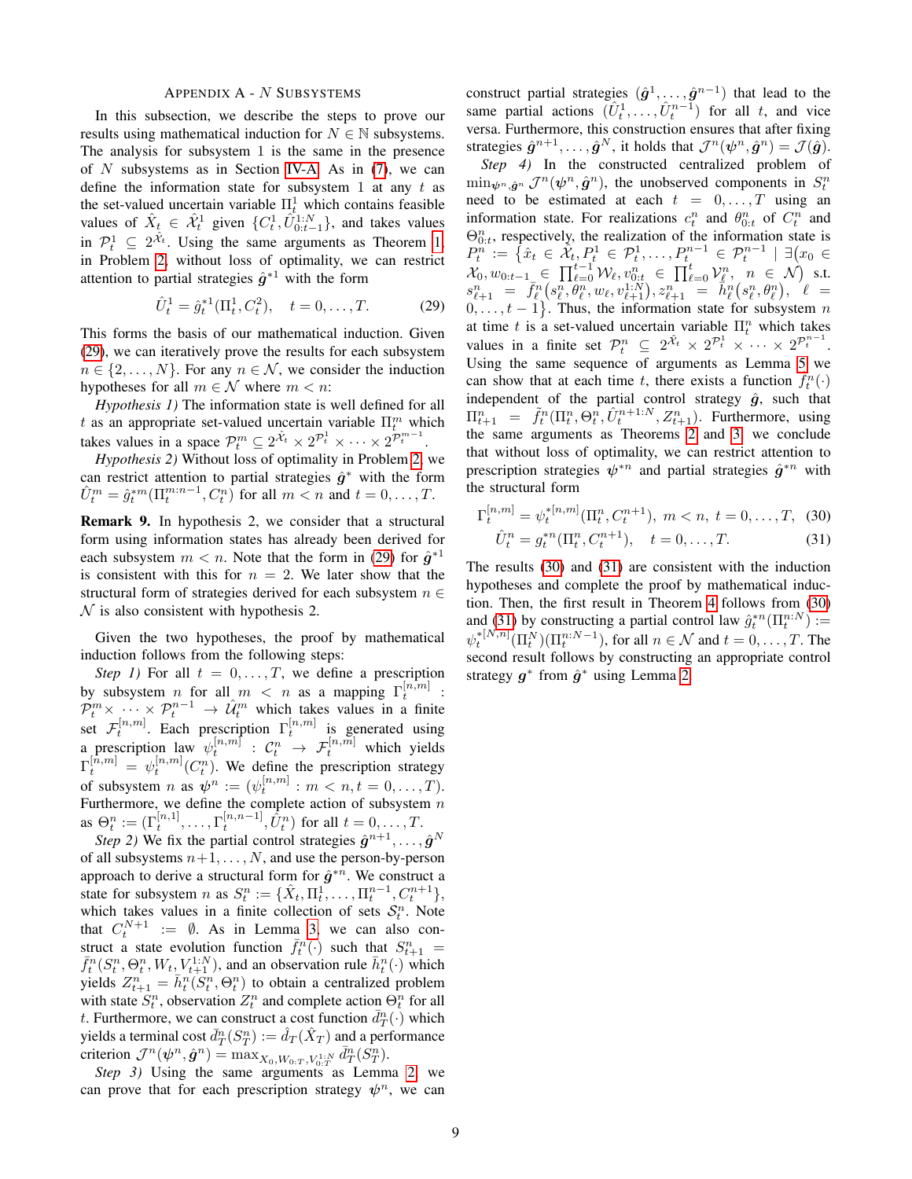## Appendix A - $N$ Subsystems

In this subsection, we describe the steps to prove our results using mathematical induction for $N \in \mathbb{N}$ subsystems. The analysis for subsystem 1 is the same in the presence of $N$ subsystems as in Section IV-A. As in (7), we can define the information state for subsystem 1 at any $t$ as the set-valued uncertain variable $\Pi_t^1$ which contains feasible values of $\hat{X}_t \in \hat{\mathcal{X}}_t^1$ given $\{C_t^1, \hat{U}_{0:t-1}^{1:N}\}$, and takes values in $\mathcal{P}_t^1 \subseteq 2^{\hat{\mathcal{X}}_t}$. Using the same arguments as Theorem 1, in Problem 2, without loss of optimality, we can restrict attention to partial strategies $\hat{\boldsymbol{g}}^{*1}$ with the form

$$\hat{U}_t^1 = \hat{g}_t^{*1}(\Pi_t^1, C_t^2), \quad t = 0, \dots, T. \tag{29}$$

This forms the basis of our mathematical induction. Given (29), we can iteratively prove the results for each subsystem $n \in \{2, \dots, N\}$. For any $n \in \mathcal{N}$, we consider the induction hypotheses for all $m \in \mathcal{N}$ where $m < n$:

*Hypothesis 1)* The information state is well defined for all $t$ as an appropriate set-valued uncertain variable $\Pi_t^m$ which takes values in a space $\mathcal{P}_t^m \subseteq 2^{\hat{\mathcal{X}}_t} \times 2^{\mathcal{P}_t^1} \times \dots \times 2^{\mathcal{P}_t^{m-1}}$.

*Hypothesis 2)* Without loss of optimality in Problem 2, we can restrict attention to partial strategies $\hat{\boldsymbol{g}}^*$ with the form $\hat{U}_t^m = \hat{g}_t^{*m}(\Pi_t^{m:n-1}, C_t^n)$ for all $m < n$ and $t = 0, \dots, T$.

**Remark 9.** In hypothesis 2, we consider that a structural form using information states has already been derived for each subsystem $m < n$. Note that the form in (29) for $\hat{\boldsymbol{g}}^{*1}$ is consistent with this for $n = 2$. We later show that the structural form of strategies derived for each subsystem $n \in \mathcal{N}$ is also consistent with hypothesis 2.

Given the two hypotheses, the proof by mathematical induction follows from the following steps:

*Step 1)* For all $t = 0, \dots, T$, we define a prescription by subsystem $n$ for all $m < n$ as a mapping $\Gamma_t^{[n,m]} : \mathcal{P}_t^m \times \dots \times \mathcal{P}_t^{n-1} \to \hat{\mathcal{U}}_t^m$ which takes values in a finite set $\mathcal{F}_t^{[n,m]}$. Each prescription $\Gamma_t^{[n,m]}$ is generated using a prescription law $\psi_t^{[n,m]} : \mathcal{C}_t^n \to \mathcal{F}_t^{[n,m]}$ which yields $\Gamma_t^{[n,m]} = \psi_t^{[n,m]}(C_t^n)$. We define the prescription strategy of subsystem $n$ as $\boldsymbol{\psi}^n := (\psi_t^{[n,m]} : m < n, t = 0, \dots, T)$. Furthermore, we define the complete action of subsystem $n$ as $\Theta_t^n := (\Gamma_t^{[n,1]}, \dots, \Gamma_t^{[n,n-1]}, \hat{U}_t^n)$ for all $t = 0, \dots, T$.

*Step 2)* We fix the partial control strategies $\hat{\boldsymbol{g}}^{n+1}, \dots, \hat{\boldsymbol{g}}^N$ of all subsystems $n+1, \dots, N$, and use the person-by-person approach to derive a structural form for $\hat{\boldsymbol{g}}^{*n}$. We construct a state for subsystem $n$ as $S_t^n := \{\hat{X}_t, \Pi_t^1, \dots, \Pi_t^{n-1}, C_t^{n+1}\}$, which takes values in a finite collection of sets $\mathcal{S}_t^n$. Note that $C_t^{N+1} := \emptyset$. As in Lemma 3, we can also construct a state evolution function $\bar{f}_t^n(\cdot)$ such that $S_{t+1}^n = \bar{f}_t^n(S_t^n, \Theta_t^n, W_t, V_{t+1}^{1:N})$, and an observation rule $\bar{h}_t^n(\cdot)$ which yields $Z_{t+1}^n = \bar{h}_t^n(S_t^n, \Theta_t^n)$ to obtain a centralized problem with state $S_t^n$, observation $Z_t^n$ and complete action $\Theta_t^n$ for all $t$. Furthermore, we can construct a cost function $\bar{d}_T^n(\cdot)$ which yields a terminal cost $\bar{d}_T^n(S_T^n) := \hat{d}_T(\hat{X}_T)$ and a performance criterion $\mathcal{J}^n(\boldsymbol{\psi}^n, \hat{\boldsymbol{g}}^n) = \max_{X_0, W_{0:T}, V_{0:T}^{1:N}} \bar{d}_T^n(S_T^n)$.

*Step 3)* Using the same arguments as Lemma 2, we can prove that for each prescription strategy $\boldsymbol{\psi}^n$, we can construct partial strategies $(\hat{\boldsymbol{g}}^1, \dots, \hat{\boldsymbol{g}}^{n-1})$ that lead to the same partial actions $(\hat{U}_t^1, \dots, \hat{U}_t^{n-1})$ for all $t$, and vice versa. Furthermore, this construction ensures that after fixing strategies $\hat{\boldsymbol{g}}^{n+1}, \dots, \hat{\boldsymbol{g}}^N$, it holds that $\mathcal{J}^n(\boldsymbol{\psi}^n, \hat{\boldsymbol{g}}^n) = \mathcal{J}(\hat{\boldsymbol{g}})$.

*Step 4)* In the constructed centralized problem of $\min_{\boldsymbol{\psi}^n, \hat{\boldsymbol{g}}^n} \mathcal{J}^n(\boldsymbol{\psi}^n, \hat{\boldsymbol{g}}^n)$, the unobserved components in $S_t^n$ need to be estimated at each $t = 0, \dots, T$ using an information state. For realizations $c_t^n$ and $\theta_{0:t}^n$ of $C_t^n$ and $\Theta_{0:t}^n$, respectively, the realization of the information state is $P_t^n := \big\{\hat{x}_t \in \hat{\mathcal{X}}_t, P_t^1 \in \mathcal{P}_t^1, \dots, P_t^{n-1} \in \mathcal{P}_t^{n-1} \mid \exists \big(x_0 \in \mathcal{X}_0, w_{0:t-1} \in \prod_{\ell=0}^{t-1} \mathcal{W}_\ell, v_{0:t}^n \in \prod_{\ell=0}^{t} \mathcal{V}_\ell^n,\ n \in \mathcal{N}\big) \text{ s.t. } s_{\ell+1}^n = \bar{f}_\ell^n\big(s_\ell^n, \theta_\ell^n, w_\ell, v_{\ell+1}^{1:N}\big), z_{\ell+1}^n = \bar{h}_\ell^n(s_\ell^n, \theta_\ell^n),\ \ell = 0, \dots, t-1\big\}$. Thus, the information state for subsystem $n$ at time $t$ is a set-valued uncertain variable $\Pi_t^n$ which takes values in a finite set $\mathcal{P}_t^n \subseteq 2^{\hat{\mathcal{X}}_t} \times 2^{\mathcal{P}_t^1} \times \dots \times 2^{\mathcal{P}_t^{n-1}}$. Using the same sequence of arguments as Lemma 5 we can show that at each time $t$, there exists a function $\tilde{f}_t^n(\cdot)$ independent of the partial control strategy $\hat{\boldsymbol{g}}$, such that $\Pi_{t+1}^n = \tilde{f}_t^n(\Pi_t^n, \Theta_t^n, \hat{U}_t^{n+1:N}, Z_{t+1}^n)$. Furthermore, using the same arguments as Theorems 2 and 3, we conclude that without loss of optimality, we can restrict attention to prescription strategies $\boldsymbol{\psi}^{*n}$ and partial strategies $\hat{\boldsymbol{g}}^{*n}$ with the structural form

$$\Gamma_t^{[n,m]} = \psi_t^{*[n,m]}(\Pi_t^n, C_t^{n+1}),\ m < n,\ t = 0, \dots, T, \tag{30}$$

$$\hat{U}_t^n = g_t^{*n}(\Pi_t^n, C_t^{n+1}), \quad t = 0, \dots, T. \tag{31}$$

The results (30) and (31) are consistent with the induction hypotheses and complete the proof by mathematical induction. Then, the first result in Theorem 4 follows from (30) and (31) by constructing a partial control law $\hat{g}_t^{*n}(\Pi_t^{n:N}) := \psi_t^{*[N,n]}(\Pi_t^N)(\Pi_t^{n:N-1})$, for all $n \in \mathcal{N}$ and $t = 0, \dots, T$. The second result follows by constructing an appropriate control strategy $\boldsymbol{g}^*$ from $\hat{\boldsymbol{g}}^*$ using Lemma 2.